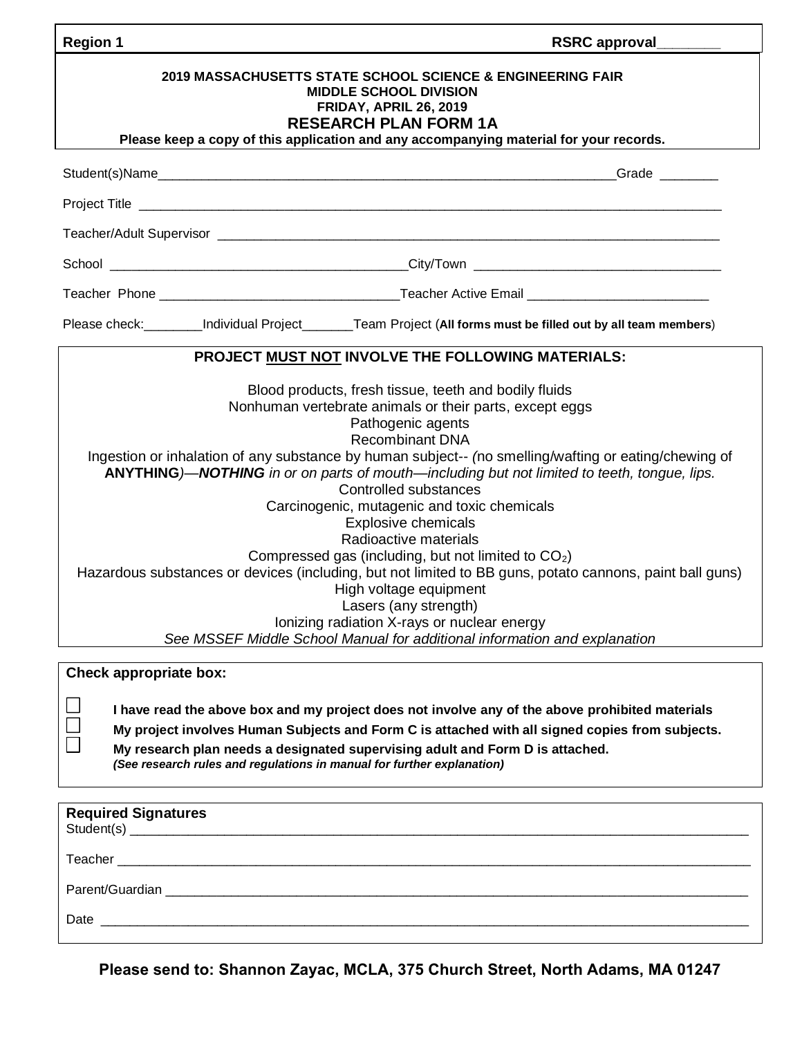**Region 1** **RSRC approval________**

**2019 MASSACHUSETTS STATE SCHOOL SCIENCE & ENGINEERING FAIR**
**MIDDLE SCHOOL DIVISION**
**FRIDAY, APRIL 26, 2019**

## RESEARCH PLAN FORM 1A

**Please keep a copy of this application and any accompanying material for your records.**

Student(s)Name_________________________________________________________________Grade ________

Project Title ________________________________________________________________________________

Teacher/Adult Supervisor ____________________________________________________________________

School _________________________________________City/Town _________________________________

Teacher Phone ________________________________Teacher Active Email ________________________

Please check:________Individual Project_______Team Project (**All forms must be filled out by all team members**)

**PROJECT MUST NOT INVOLVE THE FOLLOWING MATERIALS:**

Blood products, fresh tissue, teeth and bodily fluids
Nonhuman vertebrate animals or their parts, except eggs
Pathogenic agents
Recombinant DNA
Ingestion or inhalation of any substance by human subject-- *(*no smelling/wafting or eating/chewing of **ANYTHING***)—**NOTHING** in or on parts of mouth—including but not limited to teeth, tongue, lips.*
Controlled substances
Carcinogenic, mutagenic and toxic chemicals
Explosive chemicals
Radioactive materials
Compressed gas (including, but not limited to $CO_2$)
Hazardous substances or devices (including, but not limited to BB guns, potato cannons, paint ball guns)
High voltage equipment
Lasers (any strength)
Ionizing radiation X-rays or nuclear energy
*See MSSEF Middle School Manual for additional information and explanation*

**Check appropriate box:**

- ☐ **I have read the above box and my project does not involve any of the above prohibited materials**
- ☐ **My project involves Human Subjects and Form C is attached with all signed copies from subjects.**
- ☐ **My research plan needs a designated supervising adult and Form D is attached.**
  ***(See research rules and regulations in manual for further explanation)***

**Required Signatures**

Student(s) ____________________________________________________________________________________

Teacher ______________________________________________________________________________________

Parent/Guardian _______________________________________________________________________________

Date _________________________________________________________________________________________

**Please send to: Shannon Zayac, MCLA, 375 Church Street, North Adams, MA 01247**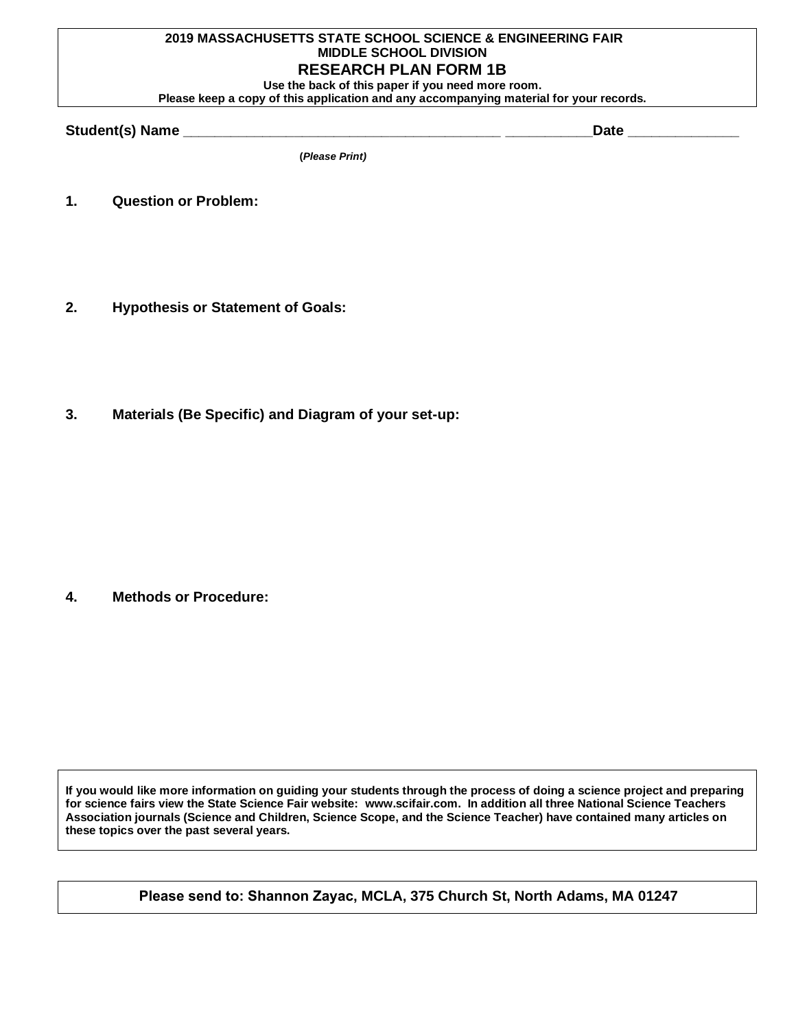**2019 MASSACHUSETTS STATE SCHOOL SCIENCE & ENGINEERING FAIR**
**MIDDLE SCHOOL DIVISION**

# RESEARCH PLAN FORM 1B

**Use the back of this paper if you need more room.**
**Please keep a copy of this application and any accompanying material for your records.**

**Student(s) Name** ________________________________________ ___________**Date** ______________

**(*Please Print*)**

**1. Question or Problem:**

**2. Hypothesis or Statement of Goals:**

**3. Materials (Be Specific) and Diagram of your set-up:**

**4. Methods or Procedure:**

**If you would like more information on guiding your students through the process of doing a science project and preparing for science fairs view the State Science Fair website: www.scifair.com. In addition all three National Science Teachers Association journals (Science and Children, Science Scope, and the Science Teacher) have contained many articles on these topics over the past several years.**

**Please send to: Shannon Zayac, MCLA, 375 Church St, North Adams, MA 01247**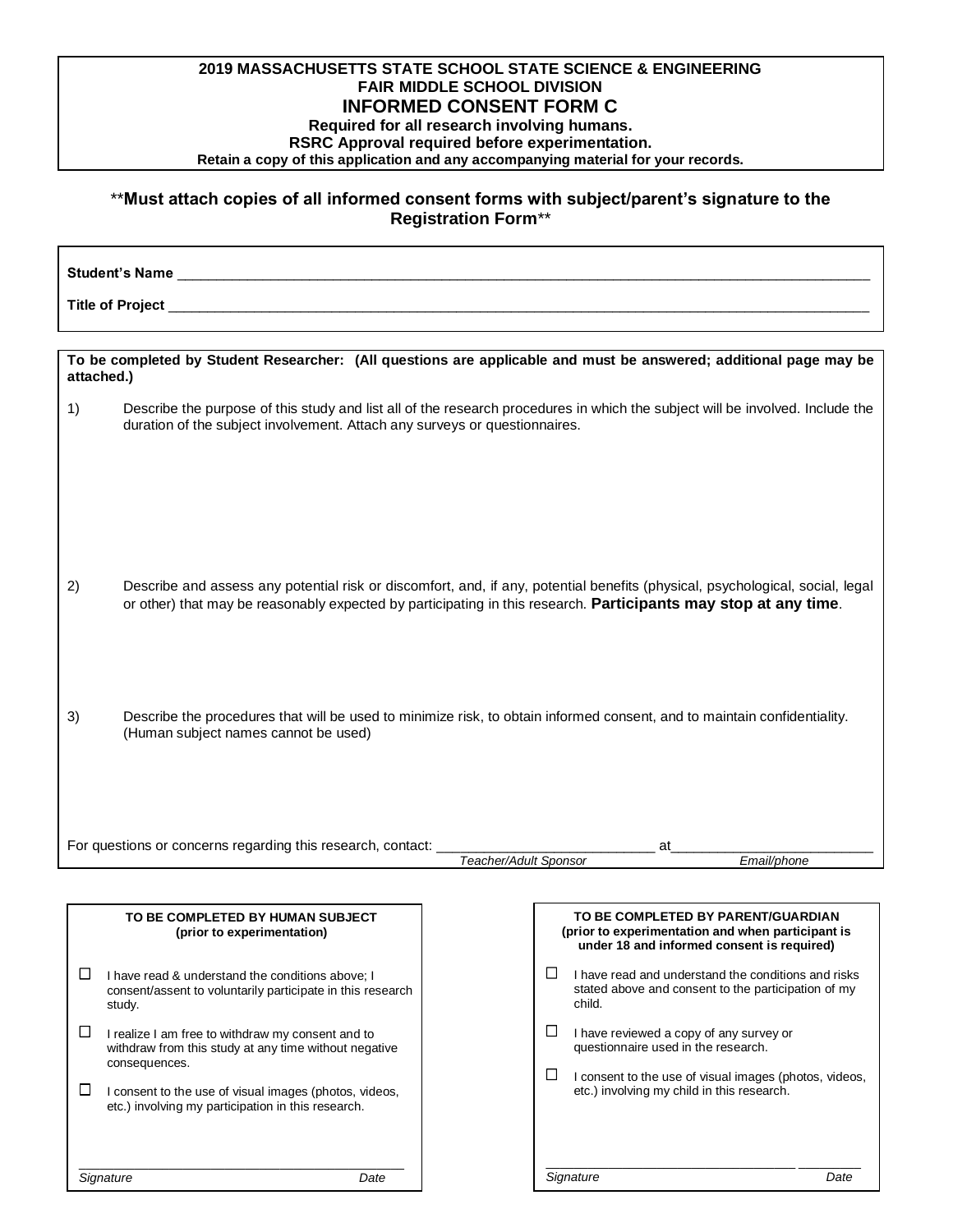**2019 MASSACHUSETTS STATE SCHOOL STATE SCIENCE & ENGINEERING FAIR MIDDLE SCHOOL DIVISION**

# INFORMED CONSENT FORM C

**Required for all research involving humans.**
**RSRC Approval required before experimentation.**
**Retain a copy of this application and any accompanying material for your records.**

**Must attach copies of all informed consent forms with subject/parent's signature to the Registration Form**

**Student's Name** ____________________________________________

**Title of Project** ____________________________________________

**To be completed by Student Researcher: (All questions are applicable and must be answered; additional page may be attached.)**

1) Describe the purpose of this study and list all of the research procedures in which the subject will be involved. Include the duration of the subject involvement. Attach any surveys or questionnaires.

2) Describe and assess any potential risk or discomfort, and, if any, potential benefits (physical, psychological, social, legal or other) that may be reasonably expected by participating in this research. **Participants may stop at any time**.

3) Describe the procedures that will be used to minimize risk, to obtain informed consent, and to maintain confidentiality. (Human subject names cannot be used)

For questions or concerns regarding this research, contact: ____________________ at ____________________
*Teacher/Adult Sponsor* *Email/phone*

**TO BE COMPLETED BY HUMAN SUBJECT**
**(prior to experimentation)**

- ☐ I have read & understand the conditions above; I consent/assent to voluntarily participate in this research study.
- ☐ I realize I am free to withdraw my consent and to withdraw from this study at any time without negative consequences.
- ☐ I consent to the use of visual images (photos, videos, etc.) involving my participation in this research.

____________________________________________
*Signature* *Date*

**TO BE COMPLETED BY PARENT/GUARDIAN**
**(prior to experimentation and when participant is under 18 and informed consent is required)**

- ☐ I have read and understand the conditions and risks stated above and consent to the participation of my child.
- ☐ I have reviewed a copy of any survey or questionnaire used in the research.
- ☐ I consent to the use of visual images (photos, videos, etc.) involving my child in this research.

____________________________________________
*Signature* *Date*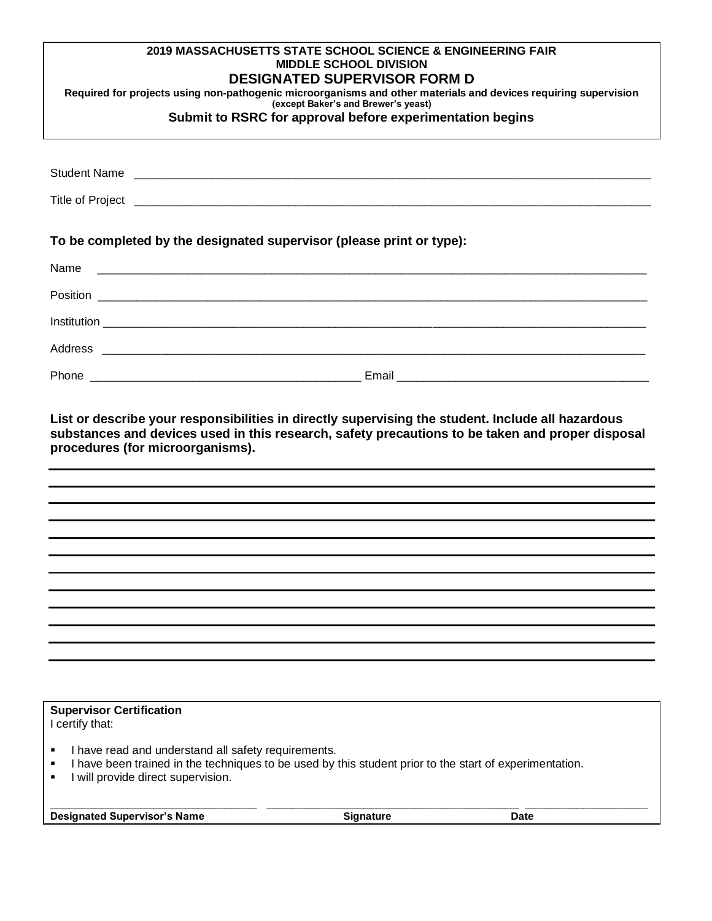**2019 MASSACHUSETTS STATE SCHOOL SCIENCE & ENGINEERING FAIR**
**MIDDLE SCHOOL DIVISION**

# DESIGNATED SUPERVISOR FORM D

**Required for projects using non-pathogenic microorganisms and other materials and devices requiring supervision**
**(except Baker's and Brewer's yeast)**

**Submit to RSRC for approval before experimentation begins**

Student Name ______________________________________________

Title of Project ______________________________________________

**To be completed by the designated supervisor (please print or type):**

Name ______________________________________________

Position ______________________________________________

Institution ______________________________________________

Address ______________________________________________

Phone ______________________ Email ______________________

**List or describe your responsibilities in directly supervising the student. Include all hazardous substances and devices used in this research, safety precautions to be taken and proper disposal procedures (for microorganisms).**

______________________________________________

______________________________________________

______________________________________________

______________________________________________

______________________________________________

______________________________________________

______________________________________________

______________________________________________

______________________________________________

______________________________________________

______________________________________________

______________________________________________

**Supervisor Certification**

I certify that:

- I have read and understand all safety requirements.
- I have been trained in the techniques to be used by this student prior to the start of experimentation.
- I will provide direct supervision.

______________________ ______________________ ______________________

**Designated Supervisor's Name** **Signature** **Date**